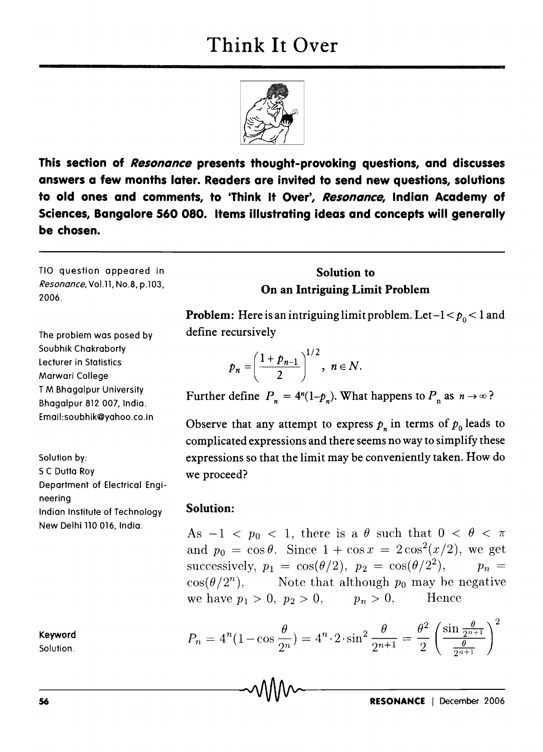# Think It Over

**This section of *Resonance* presents thought-provoking questions, and discusses answers a few months later. Readers are invited to send new questions, solutions to old ones and comments, to 'Think It Over', *Resonance*, Indian Academy of Sciences, Bangalore 560 080. Items illustrating ideas and concepts will generally be chosen.**

TIO question appeared in *Resonance*, Vol.11, No.8, p.103, 2006.

The problem was posed by
Soubhik Chakraborty
Lecturer in Statistics
Marwari College
T M Bhagalpur University
Bhagalpur 812 007, India.
Email:soubhik@yahoo.co.in

Solution by:
S C Dutta Roy
Department of Electrical Engineering
Indian Institute of Technology
New Delhi 110 016, India.

Keyword
Solution.

## Solution to On an Intriguing Limit Problem

**Problem:** Here is an intriguing limit problem. Let $-1 < p_0 < 1$ and define recursively

$$p_n = \left(\frac{1 + p_{n-1}}{2}\right)^{1/2}, \; n \in N.$$

Further define $P_n = 4^n(1 - p_n)$. What happens to $P_n$ as $n \to \infty$?

Observe that any attempt to express $p_n$ in terms of $p_0$ leads to complicated expressions and there seems no way to simplify these expressions so that the limit may be conveniently taken. How do we proceed?

### Solution:

As $-1 < p_0 < 1$, there is a $\theta$ such that $0 < \theta < \pi$ and $p_0 = \cos\theta$. Since $1 + \cos x = 2\cos^2(x/2)$, we get successively, $p_1 = \cos(\theta/2)$, $p_2 = \cos(\theta/2^2)$, $p_n = \cos(\theta/2^n)$, Note that although $p_0$ may be negative we have $p_1 > 0$, $p_2 > 0$, $p_n > 0$, Hence

$$P_n = 4^n(1 - \cos\frac{\theta}{2^n}) = 4^n \cdot 2 \cdot \sin^2\frac{\theta}{2^{n+1}} = \frac{\theta^2}{2}\left(\frac{\sin\frac{\theta}{2^{n+1}}}{\frac{\theta}{2^{n+1}}}\right)^2$$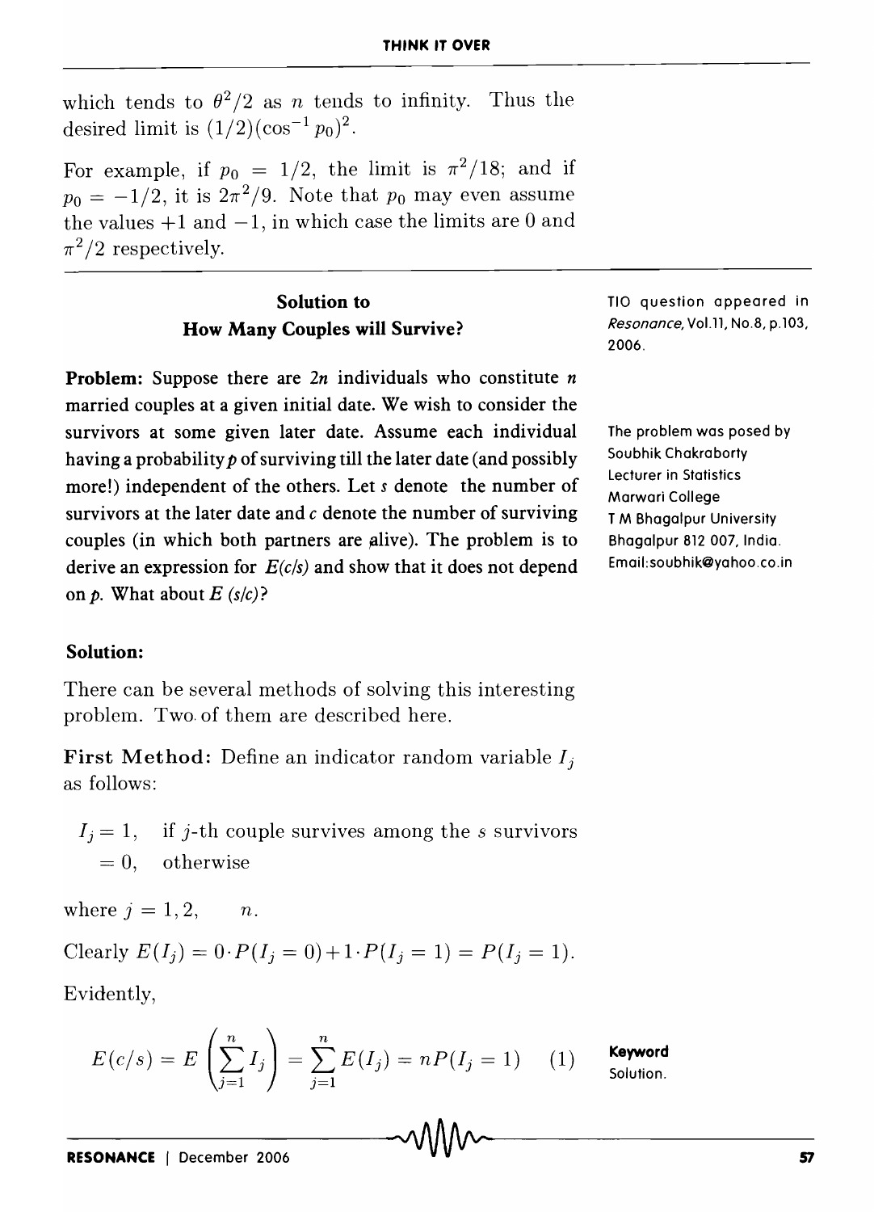which tends to $\theta^2/2$ as $n$ tends to infinity. Thus the desired limit is $(1/2)(\cos^{-1} p_0)^2$.

For example, if $p_0 = 1/2$, the limit is $\pi^2/18$; and if $p_0 = -1/2$, it is $2\pi^2/9$. Note that $p_0$ may even assume the values $+1$ and $-1$, in which case the limits are 0 and $\pi^2/2$ respectively.

## Solution to How Many Couples will Survive?

TIO question appeared in *Resonance*, Vol.11, No.8, p.103, 2006.

**Problem:** Suppose there are *2n* individuals who constitute *n* married couples at a given initial date. We wish to consider the survivors at some given later date. Assume each individual having a probability *p* of surviving till the later date (and possibly more!) independent of the others. Let *s* denote the number of survivors at the later date and *c* denote the number of surviving couples (in which both partners are alive). The problem is to derive an expression for *E(c/s)* and show that it does not depend on *p*. What about *E (s/c)*?

The problem was posed by
Soubhik Chakraborty
Lecturer in Statistics
Marwari College
T M Bhagalpur University
Bhagalpur 812 007, India.
Email:soubhik@yahoo.co.in

### Solution:

There can be several methods of solving this interesting problem. Two of them are described here.

**First Method:** Define an indicator random variable $I_j$ as follows:

$$I_j = 1, \quad \text{if } j\text{-th couple survives among the } s \text{ survivors}$$
$$= 0, \quad \text{otherwise}$$

where $j = 1, 2, \quad n$.

Clearly $E(I_j) = 0 \cdot P(I_j = 0) + 1 \cdot P(I_j = 1) = P(I_j = 1)$.

Evidently,

$$E(c/s) = E\left(\sum_{j=1}^{n} I_j\right) = \sum_{j=1}^{n} E(I_j) = nP(I_j = 1) \quad (1)$$

**Keyword**
Solution.